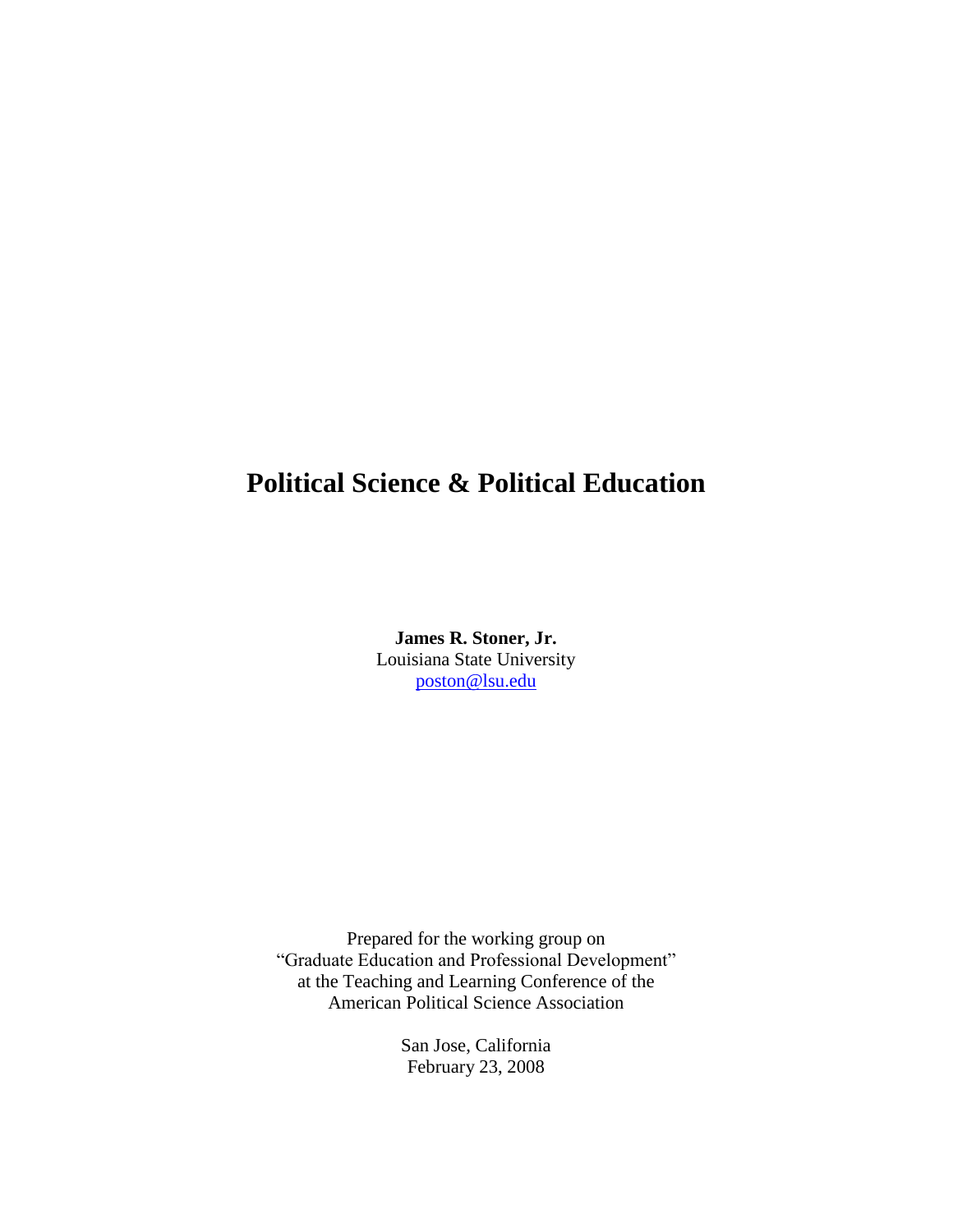# Political Science & Political Education

**James R. Stoner, Jr.**
Louisiana State University
poston@lsu.edu

Prepared for the working group on
"Graduate Education and Professional Development"
at the Teaching and Learning Conference of the
American Political Science Association

San Jose, California
February 23, 2008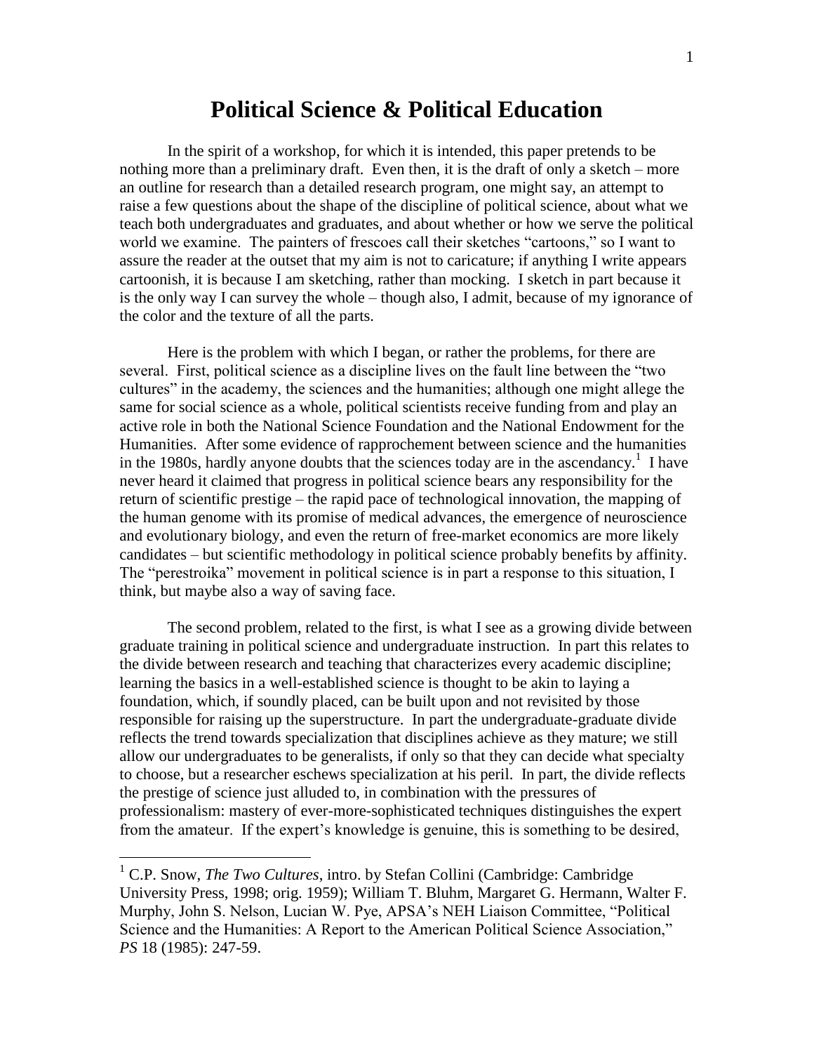# Political Science & Political Education

In the spirit of a workshop, for which it is intended, this paper pretends to be nothing more than a preliminary draft. Even then, it is the draft of only a sketch – more an outline for research than a detailed research program, one might say, an attempt to raise a few questions about the shape of the discipline of political science, about what we teach both undergraduates and graduates, and about whether or how we serve the political world we examine. The painters of frescoes call their sketches "cartoons," so I want to assure the reader at the outset that my aim is not to caricature; if anything I write appears cartoonish, it is because I am sketching, rather than mocking. I sketch in part because it is the only way I can survey the whole – though also, I admit, because of my ignorance of the color and the texture of all the parts.

Here is the problem with which I began, or rather the problems, for there are several. First, political science as a discipline lives on the fault line between the "two cultures" in the academy, the sciences and the humanities; although one might allege the same for social science as a whole, political scientists receive funding from and play an active role in both the National Science Foundation and the National Endowment for the Humanities. After some evidence of rapprochement between science and the humanities in the 1980s, hardly anyone doubts that the sciences today are in the ascendancy.[1] I have never heard it claimed that progress in political science bears any responsibility for the return of scientific prestige – the rapid pace of technological innovation, the mapping of the human genome with its promise of medical advances, the emergence of neuroscience and evolutionary biology, and even the return of free-market economics are more likely candidates – but scientific methodology in political science probably benefits by affinity. The "perestroika" movement in political science is in part a response to this situation, I think, but maybe also a way of saving face.

The second problem, related to the first, is what I see as a growing divide between graduate training in political science and undergraduate instruction. In part this relates to the divide between research and teaching that characterizes every academic discipline; learning the basics in a well-established science is thought to be akin to laying a foundation, which, if soundly placed, can be built upon and not revisited by those responsible for raising up the superstructure. In part the undergraduate-graduate divide reflects the trend towards specialization that disciplines achieve as they mature; we still allow our undergraduates to be generalists, if only so that they can decide what specialty to choose, but a researcher eschews specialization at his peril. In part, the divide reflects the prestige of science just alluded to, in combination with the pressures of professionalism: mastery of ever-more-sophisticated techniques distinguishes the expert from the amateur. If the expert's knowledge is genuine, this is something to be desired,

---

[1] C.P. Snow, *The Two Cultures*, intro. by Stefan Collini (Cambridge: Cambridge University Press, 1998; orig. 1959); William T. Bluhm, Margaret G. Hermann, Walter F. Murphy, John S. Nelson, Lucian W. Pye, APSA's NEH Liaison Committee, "Political Science and the Humanities: A Report to the American Political Science Association," *PS* 18 (1985): 247-59.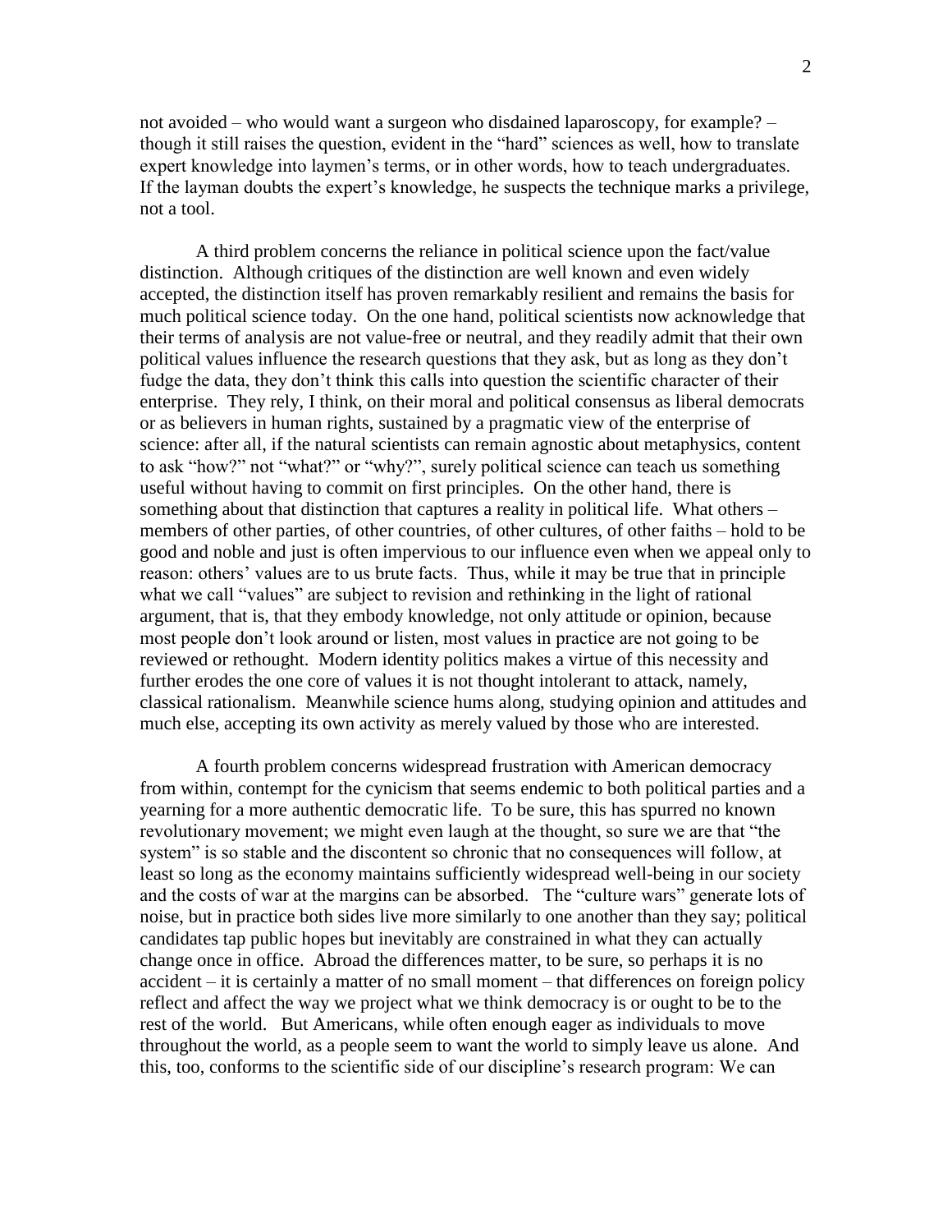not avoided – who would want a surgeon who disdained laparoscopy, for example? – though it still raises the question, evident in the "hard" sciences as well, how to translate expert knowledge into laymen's terms, or in other words, how to teach undergraduates. If the layman doubts the expert's knowledge, he suspects the technique marks a privilege, not a tool.

A third problem concerns the reliance in political science upon the fact/value distinction. Although critiques of the distinction are well known and even widely accepted, the distinction itself has proven remarkably resilient and remains the basis for much political science today. On the one hand, political scientists now acknowledge that their terms of analysis are not value-free or neutral, and they readily admit that their own political values influence the research questions that they ask, but as long as they don't fudge the data, they don't think this calls into question the scientific character of their enterprise. They rely, I think, on their moral and political consensus as liberal democrats or as believers in human rights, sustained by a pragmatic view of the enterprise of science: after all, if the natural scientists can remain agnostic about metaphysics, content to ask "how?" not "what?" or "why?", surely political science can teach us something useful without having to commit on first principles. On the other hand, there is something about that distinction that captures a reality in political life. What others – members of other parties, of other countries, of other cultures, of other faiths – hold to be good and noble and just is often impervious to our influence even when we appeal only to reason: others' values are to us brute facts. Thus, while it may be true that in principle what we call "values" are subject to revision and rethinking in the light of rational argument, that is, that they embody knowledge, not only attitude or opinion, because most people don't look around or listen, most values in practice are not going to be reviewed or rethought. Modern identity politics makes a virtue of this necessity and further erodes the one core of values it is not thought intolerant to attack, namely, classical rationalism. Meanwhile science hums along, studying opinion and attitudes and much else, accepting its own activity as merely valued by those who are interested.

A fourth problem concerns widespread frustration with American democracy from within, contempt for the cynicism that seems endemic to both political parties and a yearning for a more authentic democratic life. To be sure, this has spurred no known revolutionary movement; we might even laugh at the thought, so sure we are that "the system" is so stable and the discontent so chronic that no consequences will follow, at least so long as the economy maintains sufficiently widespread well-being in our society and the costs of war at the margins can be absorbed. The "culture wars" generate lots of noise, but in practice both sides live more similarly to one another than they say; political candidates tap public hopes but inevitably are constrained in what they can actually change once in office. Abroad the differences matter, to be sure, so perhaps it is no accident – it is certainly a matter of no small moment – that differences on foreign policy reflect and affect the way we project what we think democracy is or ought to be to the rest of the world. But Americans, while often enough eager as individuals to move throughout the world, as a people seem to want the world to simply leave us alone. And this, too, conforms to the scientific side of our discipline's research program: We can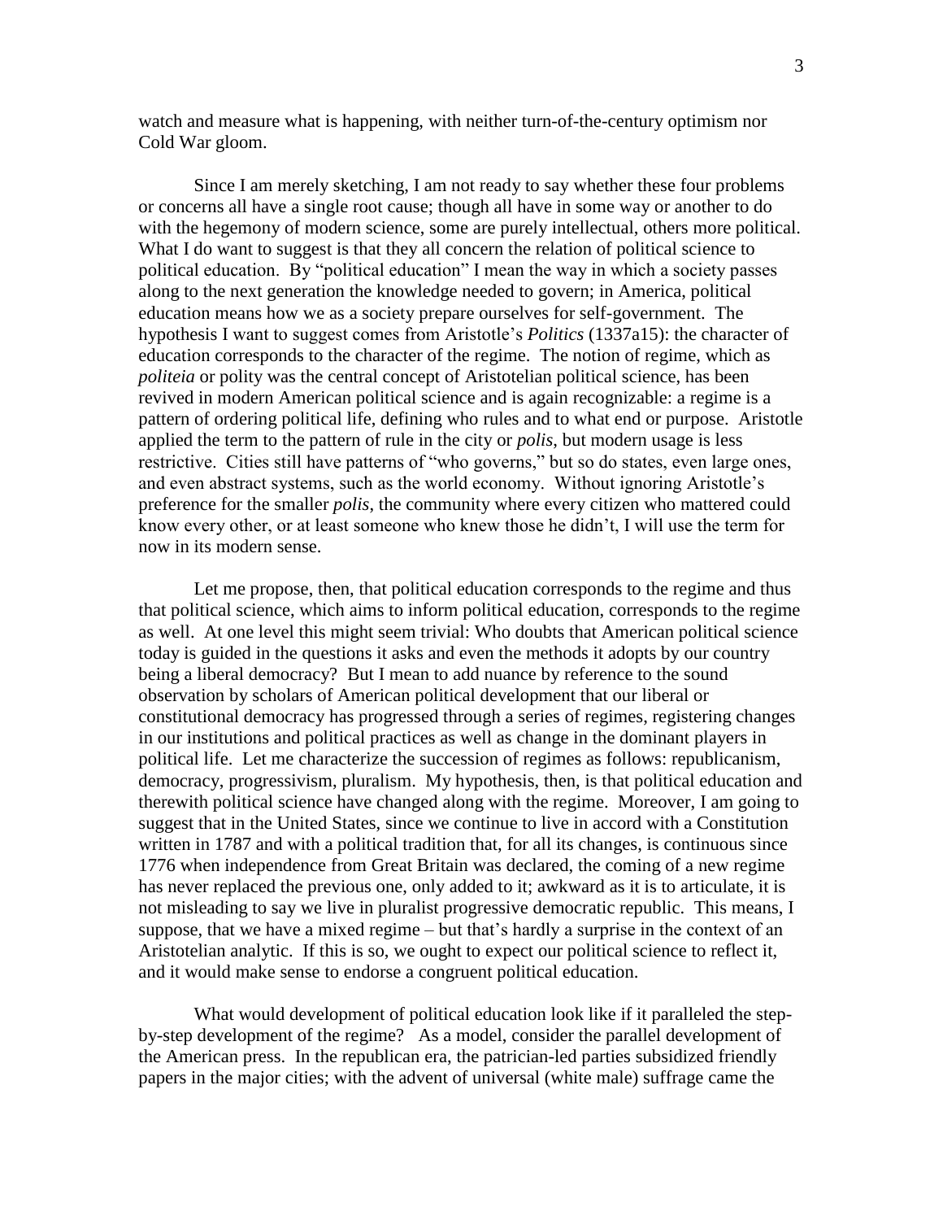watch and measure what is happening, with neither turn-of-the-century optimism nor Cold War gloom.

Since I am merely sketching, I am not ready to say whether these four problems or concerns all have a single root cause; though all have in some way or another to do with the hegemony of modern science, some are purely intellectual, others more political. What I do want to suggest is that they all concern the relation of political science to political education. By "political education" I mean the way in which a society passes along to the next generation the knowledge needed to govern; in America, political education means how we as a society prepare ourselves for self-government. The hypothesis I want to suggest comes from Aristotle's *Politics* (1337a15): the character of education corresponds to the character of the regime. The notion of regime, which as *politeia* or polity was the central concept of Aristotelian political science, has been revived in modern American political science and is again recognizable: a regime is a pattern of ordering political life, defining who rules and to what end or purpose. Aristotle applied the term to the pattern of rule in the city or *polis*, but modern usage is less restrictive. Cities still have patterns of "who governs," but so do states, even large ones, and even abstract systems, such as the world economy. Without ignoring Aristotle's preference for the smaller *polis*, the community where every citizen who mattered could know every other, or at least someone who knew those he didn't, I will use the term for now in its modern sense.

Let me propose, then, that political education corresponds to the regime and thus that political science, which aims to inform political education, corresponds to the regime as well. At one level this might seem trivial: Who doubts that American political science today is guided in the questions it asks and even the methods it adopts by our country being a liberal democracy? But I mean to add nuance by reference to the sound observation by scholars of American political development that our liberal or constitutional democracy has progressed through a series of regimes, registering changes in our institutions and political practices as well as change in the dominant players in political life. Let me characterize the succession of regimes as follows: republicanism, democracy, progressivism, pluralism. My hypothesis, then, is that political education and therewith political science have changed along with the regime. Moreover, I am going to suggest that in the United States, since we continue to live in accord with a Constitution written in 1787 and with a political tradition that, for all its changes, is continuous since 1776 when independence from Great Britain was declared, the coming of a new regime has never replaced the previous one, only added to it; awkward as it is to articulate, it is not misleading to say we live in pluralist progressive democratic republic. This means, I suppose, that we have a mixed regime – but that's hardly a surprise in the context of an Aristotelian analytic. If this is so, we ought to expect our political science to reflect it, and it would make sense to endorse a congruent political education.

What would development of political education look like if it paralleled the step-by-step development of the regime? As a model, consider the parallel development of the American press. In the republican era, the patrician-led parties subsidized friendly papers in the major cities; with the advent of universal (white male) suffrage came the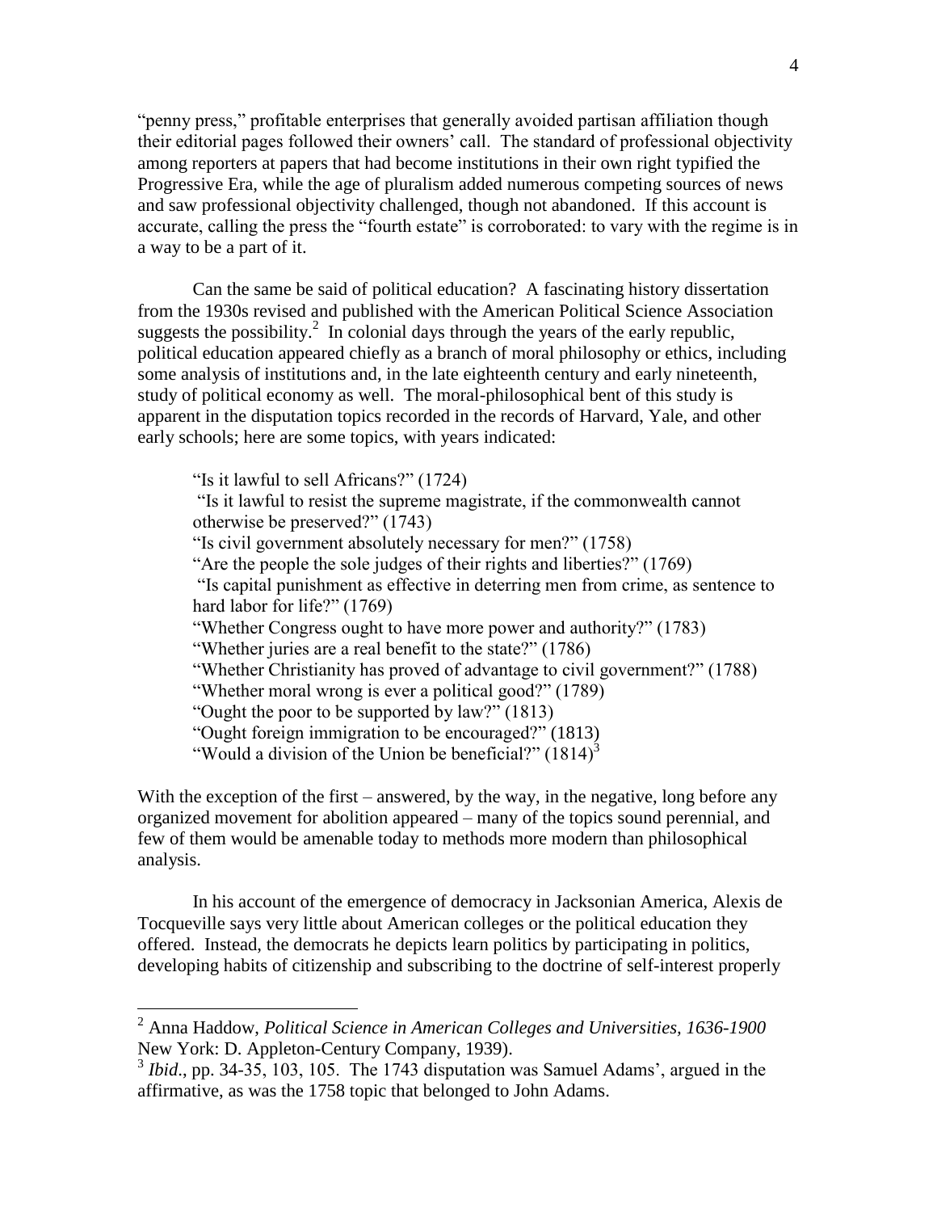"penny press," profitable enterprises that generally avoided partisan affiliation though their editorial pages followed their owners' call. The standard of professional objectivity among reporters at papers that had become institutions in their own right typified the Progressive Era, while the age of pluralism added numerous competing sources of news and saw professional objectivity challenged, though not abandoned. If this account is accurate, calling the press the "fourth estate" is corroborated: to vary with the regime is in a way to be a part of it.

Can the same be said of political education? A fascinating history dissertation from the 1930s revised and published with the American Political Science Association suggests the possibility.[2] In colonial days through the years of the early republic, political education appeared chiefly as a branch of moral philosophy or ethics, including some analysis of institutions and, in the late eighteenth century and early nineteenth, study of political economy as well. The moral-philosophical bent of this study is apparent in the disputation topics recorded in the records of Harvard, Yale, and other early schools; here are some topics, with years indicated:

> "Is it lawful to sell Africans?" (1724)
> "Is it lawful to resist the supreme magistrate, if the commonwealth cannot otherwise be preserved?" (1743)
> "Is civil government absolutely necessary for men?" (1758)
> "Are the people the sole judges of their rights and liberties?" (1769)
> "Is capital punishment as effective in deterring men from crime, as sentence to hard labor for life?" (1769)
> "Whether Congress ought to have more power and authority?" (1783)
> "Whether juries are a real benefit to the state?" (1786)
> "Whether Christianity has proved of advantage to civil government?" (1788)
> "Whether moral wrong is ever a political good?" (1789)
> "Ought the poor to be supported by law?" (1813)
> "Ought foreign immigration to be encouraged?" (1813)
> "Would a division of the Union be beneficial?" (1814)[3]

With the exception of the first – answered, by the way, in the negative, long before any organized movement for abolition appeared – many of the topics sound perennial, and few of them would be amenable today to methods more modern than philosophical analysis.

In his account of the emergence of democracy in Jacksonian America, Alexis de Tocqueville says very little about American colleges or the political education they offered. Instead, the democrats he depicts learn politics by participating in politics, developing habits of citizenship and subscribing to the doctrine of self-interest properly

---

[2] Anna Haddow, *Political Science in American Colleges and Universities, 1636-1900* New York: D. Appleton-Century Company, 1939).

[3] *Ibid*., pp. 34-35, 103, 105. The 1743 disputation was Samuel Adams', argued in the affirmative, as was the 1758 topic that belonged to John Adams.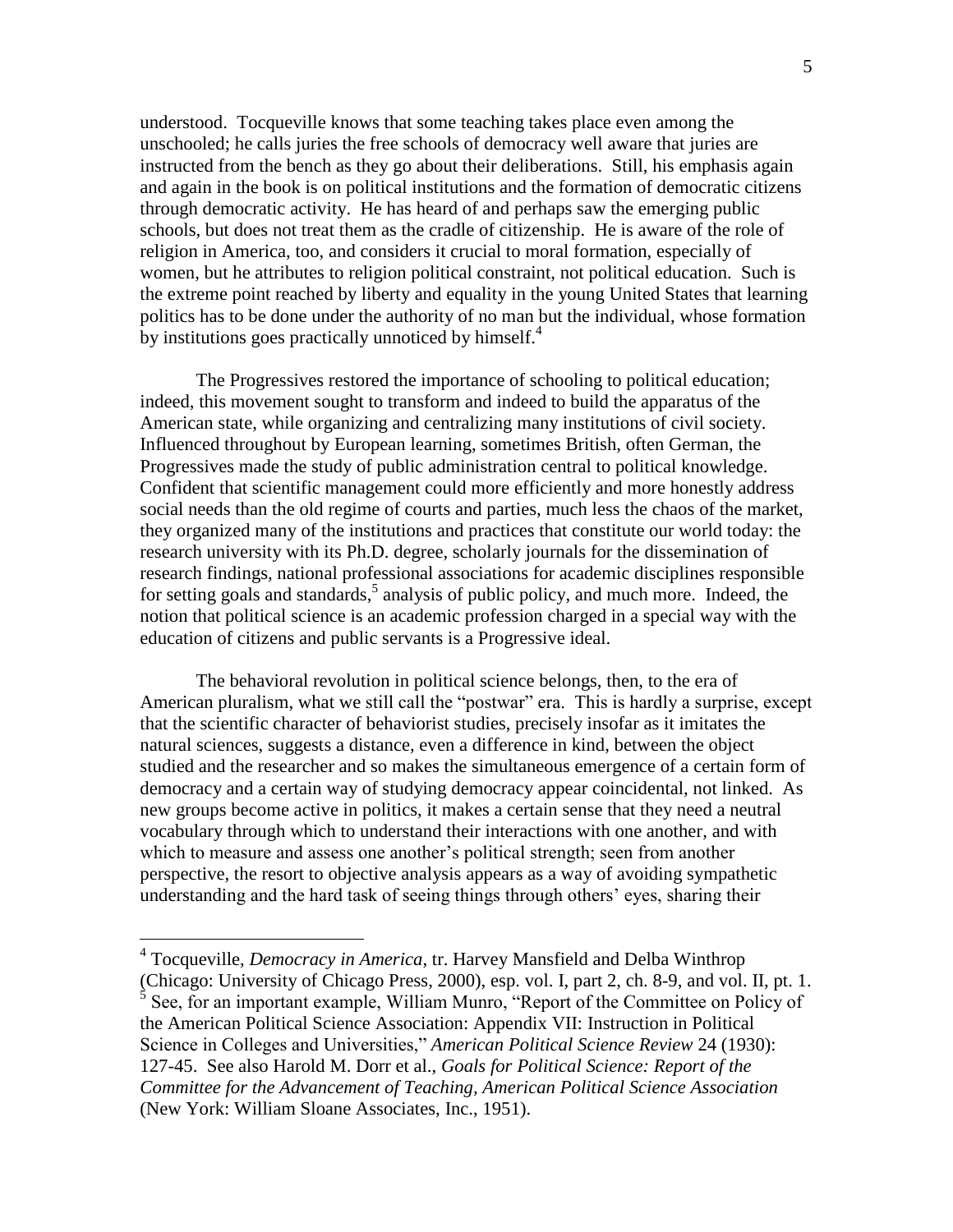understood. Tocqueville knows that some teaching takes place even among the unschooled; he calls juries the free schools of democracy well aware that juries are instructed from the bench as they go about their deliberations. Still, his emphasis again and again in the book is on political institutions and the formation of democratic citizens through democratic activity. He has heard of and perhaps saw the emerging public schools, but does not treat them as the cradle of citizenship. He is aware of the role of religion in America, too, and considers it crucial to moral formation, especially of women, but he attributes to religion political constraint, not political education. Such is the extreme point reached by liberty and equality in the young United States that learning politics has to be done under the authority of no man but the individual, whose formation by institutions goes practically unnoticed by himself.[4]

The Progressives restored the importance of schooling to political education; indeed, this movement sought to transform and indeed to build the apparatus of the American state, while organizing and centralizing many institutions of civil society. Influenced throughout by European learning, sometimes British, often German, the Progressives made the study of public administration central to political knowledge. Confident that scientific management could more efficiently and more honestly address social needs than the old regime of courts and parties, much less the chaos of the market, they organized many of the institutions and practices that constitute our world today: the research university with its Ph.D. degree, scholarly journals for the dissemination of research findings, national professional associations for academic disciplines responsible for setting goals and standards,[5] analysis of public policy, and much more. Indeed, the notion that political science is an academic profession charged in a special way with the education of citizens and public servants is a Progressive ideal.

The behavioral revolution in political science belongs, then, to the era of American pluralism, what we still call the "postwar" era. This is hardly a surprise, except that the scientific character of behaviorist studies, precisely insofar as it imitates the natural sciences, suggests a distance, even a difference in kind, between the object studied and the researcher and so makes the simultaneous emergence of a certain form of democracy and a certain way of studying democracy appear coincidental, not linked. As new groups become active in politics, it makes a certain sense that they need a neutral vocabulary through which to understand their interactions with one another, and with which to measure and assess one another's political strength; seen from another perspective, the resort to objective analysis appears as a way of avoiding sympathetic understanding and the hard task of seeing things through others' eyes, sharing their

---

[4] Tocqueville, *Democracy in America*, tr. Harvey Mansfield and Delba Winthrop (Chicago: University of Chicago Press, 2000), esp. vol. I, part 2, ch. 8-9, and vol. II, pt. 1.

[5] See, for an important example, William Munro, "Report of the Committee on Policy of the American Political Science Association: Appendix VII: Instruction in Political Science in Colleges and Universities," *American Political Science Review* 24 (1930): 127-45. See also Harold M. Dorr et al., *Goals for Political Science: Report of the Committee for the Advancement of Teaching, American Political Science Association* (New York: William Sloane Associates, Inc., 1951).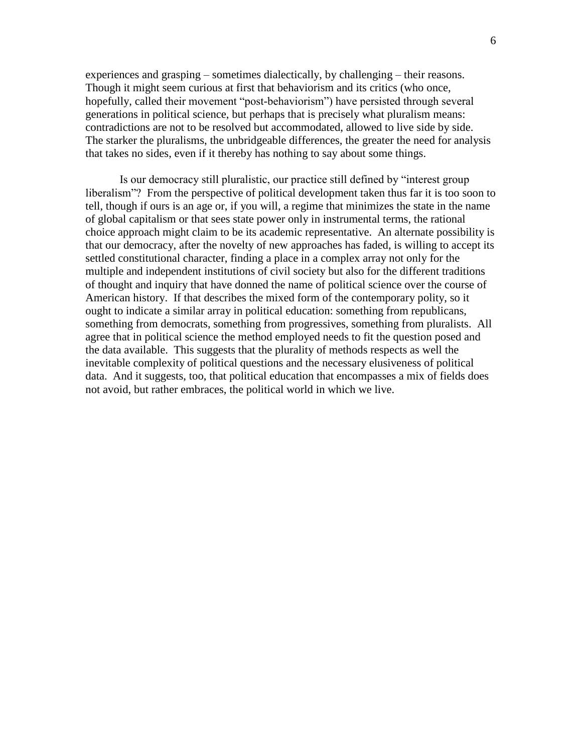experiences and grasping – sometimes dialectically, by challenging – their reasons. Though it might seem curious at first that behaviorism and its critics (who once, hopefully, called their movement "post-behaviorism") have persisted through several generations in political science, but perhaps that is precisely what pluralism means: contradictions are not to be resolved but accommodated, allowed to live side by side. The starker the pluralisms, the unbridgeable differences, the greater the need for analysis that takes no sides, even if it thereby has nothing to say about some things.

Is our democracy still pluralistic, our practice still defined by "interest group liberalism"? From the perspective of political development taken thus far it is too soon to tell, though if ours is an age or, if you will, a regime that minimizes the state in the name of global capitalism or that sees state power only in instrumental terms, the rational choice approach might claim to be its academic representative. An alternate possibility is that our democracy, after the novelty of new approaches has faded, is willing to accept its settled constitutional character, finding a place in a complex array not only for the multiple and independent institutions of civil society but also for the different traditions of thought and inquiry that have donned the name of political science over the course of American history. If that describes the mixed form of the contemporary polity, so it ought to indicate a similar array in political education: something from republicans, something from democrats, something from progressives, something from pluralists. All agree that in political science the method employed needs to fit the question posed and the data available. This suggests that the plurality of methods respects as well the inevitable complexity of political questions and the necessary elusiveness of political data. And it suggests, too, that political education that encompasses a mix of fields does not avoid, but rather embraces, the political world in which we live.